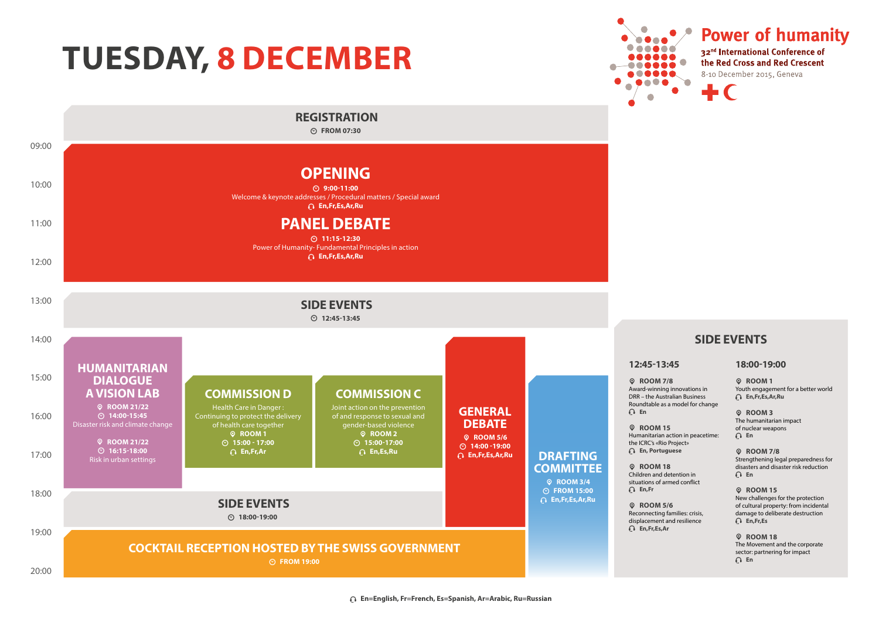# TUESDAY, 8 DECEMBER

**Power of humanity**
32nd International Conference of the Red Cross and Red Crescent
8-10 December 2015, Geneva

## REGISTRATION
FROM 07:30

## OPENING
9:00-11:00
Welcome & keynote addresses / Procedural matters / Special award
En,Fr,Es,Ar,Ru

## PANEL DEBATE
11:15-12:30
Power of Humanity- Fundamental Principles in action
En,Fr,Es,Ar,Ru

## SIDE EVENTS
12:45-13:45

## HUMANITARIAN DIALOGUE A VISION LAB
ROOM 21/22
14:00-15:45
Disaster risk and climate change

ROOM 21/22
16:15-18:00
Risk in urban settings

## COMMISSION D
Health Care in Danger: Continuing to protect the delivery of health care together
ROOM 1
15:00 - 17:00
En,Fr,Ar

## COMMISSION C
Joint action on the prevention of and response to sexual and gender-based violence
ROOM 2
15:00-17:00
En,Es,Ru

## GENERAL DEBATE
ROOM 5/6
14:00 -19:00
En,Fr,Es,Ar,Ru

## DRAFTING COMMITTEE
ROOM 3/4
FROM 15:00
En,Fr,Es,Ar,Ru

## SIDE EVENTS
18:00-19:00

## COCKTAIL RECEPTION HOSTED BY THE SWISS GOVERNMENT
FROM 19:00

## SIDE EVENTS

### 12:45-13:45

**ROOM 7/8**
Award-winning innovations in DRR – the Australian Business Roundtable as a model for change
En

**ROOM 15**
Humanitarian action in peacetime: the ICRC's «Rio Project»
En, Portuguese

**ROOM 18**
Children and detention in situations of armed conflict
En,Fr

**ROOM 5/6**
Reconnecting families: crisis, displacement and resilience
En,Fr,Es,Ar

### 18:00-19:00

**ROOM 1**
Youth engagement for a better world
En,Fr,Es,Ar,Ru

**ROOM 3**
The humanitarian impact of nuclear weapons
En

**ROOM 7/8**
Strengthening legal preparedness for disasters and disaster risk reduction
En

**ROOM 15**
New challenges for the protection of cultural property: from incidental damage to deliberate destruction
En,Fr,Es

**ROOM 18**
The Movement and the corporate sector: partnering for impact
En

En=English, Fr=French, Es=Spanish, Ar=Arabic, Ru=Russian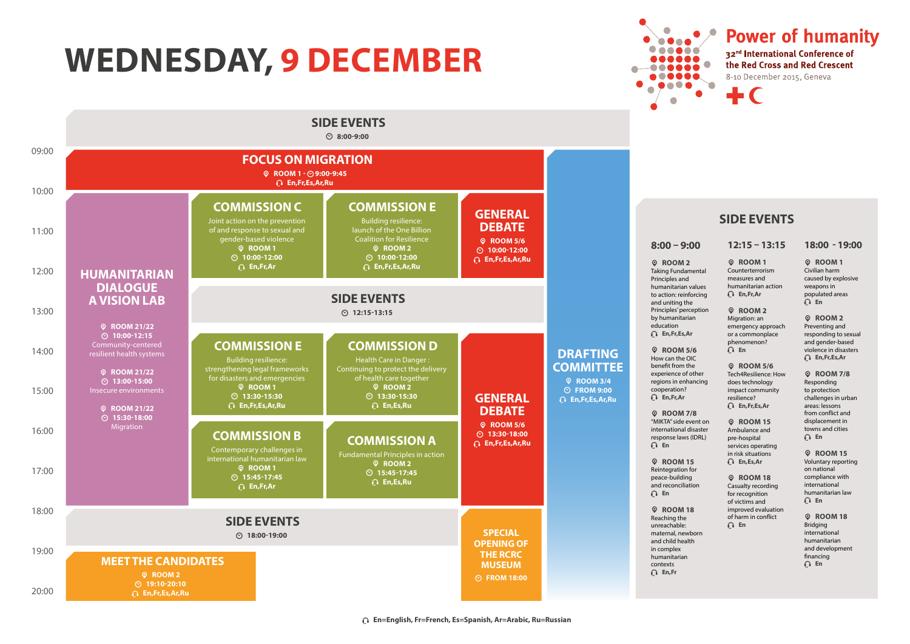# WEDNESDAY, 9 DECEMBER

**Power of humanity**
32[nd] International Conference of the Red Cross and Red Crescent
8-10 December 2015, Geneva

## SIDE EVENTS
8:00-9:00

## FOCUS ON MIGRATION
ROOM 1 - 9:00-9:45
En,Fr,Es,Ar,Ru

## HUMANITARIAN DIALOGUE A VISION LAB

ROOM 21/22
10:00-12:15
Community-centered resilient health systems

ROOM 21/22
13:00-15:00
Insecure environments

ROOM 21/22
15:30-18:00
Migration

## COMMISSION C
Joint action on the prevention of and response to sexual and gender-based violence
ROOM 1
10:00-12:00
En,Fr,Ar

## COMMISSION E
Building resilience: launch of the One Billion Coalition for Resilience
ROOM 2
10:00-12:00
En,Fr,Es,Ar,Ru

## GENERAL DEBATE
ROOM 5/6
10:00-12:00
En,Fr,Es,Ar,Ru

## SIDE EVENTS
12:15-13:15

## COMMISSION E
Building resilience: strengthening legal frameworks for disasters and emergencies
ROOM 1
13:30-15:30
En,Fr,Es,Ar,Ru

## COMMISSION D
Health Care in Danger : Continuing to protect the delivery of health care together
ROOM 2
13:30-15:30
En,Es,Ru

## COMMISSION B
Contemporary challenges in international humanitarian law
ROOM 1
15:45-17:45
En,Fr,Ar

## COMMISSION A
Fundamental Principles in action
ROOM 2
15:45-17:45
En,Es,Ru

## GENERAL DEBATE
ROOM 5/6
13:30-18:00
En,Fr,Es,Ar,Ru

## DRAFTING COMMITTEE
ROOM 3/4
FROM 9:00
En,Fr,Es,Ar,Ru

## SIDE EVENTS
18:00-19:00

## SPECIAL OPENING OF THE RCRC MUSEUM
FROM 18:00

## MEET THE CANDIDATES
ROOM 2
19:10-20:10
En,Fr,Es,Ar,Ru

## SIDE EVENTS

### 8:00 – 9:00

**ROOM 2**
Taking Fundamental Principles and humanitarian values to action: reinforcing and uniting the Principles' perception by humanitarian education
En,Fr,Es,Ar

**ROOM 5/6**
How can the OIC benefit from the experience of other regions in enhancing cooperation?
En,Fr,Ar

**ROOM 7/8**
"MIKTA" side event on international disaster response laws (IDRL)
En

**ROOM 15**
Reintegration for peace-building and reconciliation
En

**ROOM 18**
Reaching the unreachable: maternal, newborn and child health in complex humanitarian contexts
En,Fr

### 12:15 – 13:15

**ROOM 1**
Counterterrorism measures and humanitarian action
En,Fr,Ar

**ROOM 2**
Migration: an emergency approach or a commonplace phenomenon?
En

**ROOM 5/6**
Tech4Resilience: How does technology impact community resilience?
En,Fr,Es,Ar

**ROOM 15**
Ambulance and pre-hospital services operating in risk situations
En,Es,Ar

**ROOM 18**
Casualty recording for recognition of victims and improved evaluation of harm in conflict
En

### 18:00 - 19:00

**ROOM 1**
Civilian harm caused by explosive weapons in populated areas
En

**ROOM 2**
Preventing and responding to sexual and gender-based violence in disasters
En,Fr,Es,Ar

**ROOM 7/8**
Responding to protection challenges in urban areas: lessons from conflict and displacement in towns and cities
En

**ROOM 15**
Voluntary reporting on national compliance with international humanitarian law
En

**ROOM 18**
Bridging international humanitarian and development financing
En

En=English, Fr=French, Es=Spanish, Ar=Arabic, Ru=Russian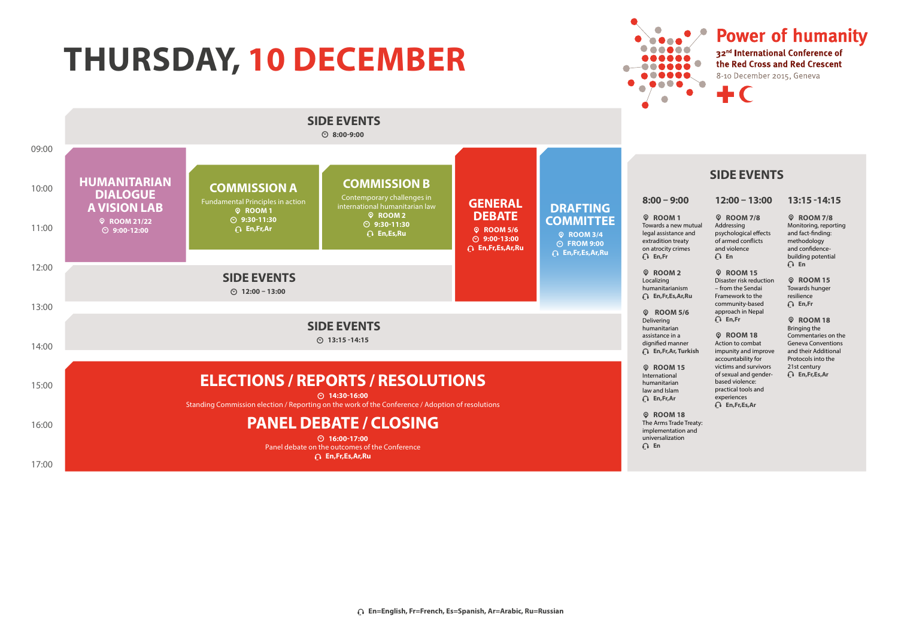# THURSDAY, 10 DECEMBER

**Power of humanity**
32nd International Conference of the Red Cross and Red Crescent
8-10 December 2015, Geneva

09:00
10:00
11:00
12:00
13:00
14:00
15:00
16:00
17:00

## SIDE EVENTS
8:00-9:00

## HUMANITARIAN DIALOGUE A VISION LAB
ROOM 21/22
9:00-12:00

## COMMISSION A
Fundamental Principles in action
ROOM 1
9:30-11:30
En,Fr,Ar

## COMMISSION B
Contemporary challenges in international humanitarian law
ROOM 2
9:30-11:30
En,Es,Ru

## GENERAL DEBATE
ROOM 5/6
9:00-13:00
En,Fr,Es,Ar,Ru

## DRAFTING COMMITTEE
ROOM 3/4
FROM 9:00
En,Fr,Es,Ar,Ru

## SIDE EVENTS
12:00 – 13:00

## SIDE EVENTS
13:15 -14:15

## ELECTIONS / REPORTS / RESOLUTIONS
14:30-16:00
Standing Commission election / Reporting on the work of the Conference / Adoption of resolutions

## PANEL DEBATE / CLOSING
16:00-17:00
Panel debate on the outcomes of the Conference
En,Fr,Es,Ar,Ru

## SIDE EVENTS

### 8:00 – 9:00

**ROOM 1**
Towards a new mutual legal assistance and extradition treaty on atrocity crimes
En,Fr

**ROOM 2**
Localizing humanitarianism
En,Fr,Es,Ar,Ru

**ROOM 5/6**
Delivering humanitarian assistance in a dignified manner
En,Fr,Ar, Turkish

**ROOM 15**
International humanitarian law and Islam
En,Fr,Ar

**ROOM 18**
The Arms Trade Treaty: implementation and universalization
En

### 12:00 – 13:00

**ROOM 7/8**
Addressing psychological effects of armed conflicts and violence
En

**ROOM 15**
Disaster risk reduction – from the Sendai Framework to the community-based approach in Nepal
En,Fr

**ROOM 18**
Action to combat impunity and improve accountability for victims and survivors of sexual and gender-based violence: practical tools and experiences
En,Fr,Es,Ar

### 13:15 -14:15

**ROOM 7/8**
Monitoring, reporting and fact-finding: methodology and confidence-building potential
En

**ROOM 15**
Towards hunger resilience
En,Fr

**ROOM 18**
Bringing the Commentaries on the Geneva Conventions and their Additional Protocols into the 21st century
En,Fr,Es,Ar

En=English, Fr=French, Es=Spanish, Ar=Arabic, Ru=Russian